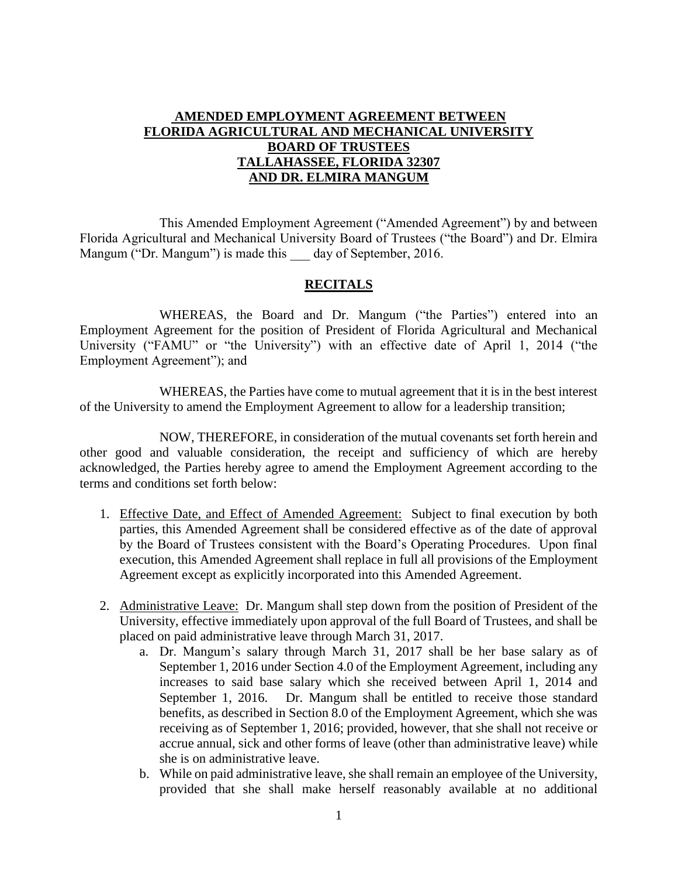# AMENDED EMPLOYMENT AGREEMENT BETWEEN FLORIDA AGRICULTURAL AND MECHANICAL UNIVERSITY BOARD OF TRUSTEES TALLAHASSEE, FLORIDA 32307 AND DR. ELMIRA MANGUM

This Amended Employment Agreement ("Amended Agreement") by and between Florida Agricultural and Mechanical University Board of Trustees ("the Board") and Dr. Elmira Mangum ("Dr. Mangum") is made this ___ day of September, 2016.

## RECITALS

WHEREAS, the Board and Dr. Mangum ("the Parties") entered into an Employment Agreement for the position of President of Florida Agricultural and Mechanical University ("FAMU" or "the University") with an effective date of April 1, 2014 ("the Employment Agreement"); and

WHEREAS, the Parties have come to mutual agreement that it is in the best interest of the University to amend the Employment Agreement to allow for a leadership transition;

NOW, THEREFORE, in consideration of the mutual covenants set forth herein and other good and valuable consideration, the receipt and sufficiency of which are hereby acknowledged, the Parties hereby agree to amend the Employment Agreement according to the terms and conditions set forth below:

1. Effective Date, and Effect of Amended Agreement: Subject to final execution by both parties, this Amended Agreement shall be considered effective as of the date of approval by the Board of Trustees consistent with the Board's Operating Procedures. Upon final execution, this Amended Agreement shall replace in full all provisions of the Employment Agreement except as explicitly incorporated into this Amended Agreement.

2. Administrative Leave: Dr. Mangum shall step down from the position of President of the University, effective immediately upon approval of the full Board of Trustees, and shall be placed on paid administrative leave through March 31, 2017.
   a. Dr. Mangum's salary through March 31, 2017 shall be her base salary as of September 1, 2016 under Section 4.0 of the Employment Agreement, including any increases to said base salary which she received between April 1, 2014 and September 1, 2016. Dr. Mangum shall be entitled to receive those standard benefits, as described in Section 8.0 of the Employment Agreement, which she was receiving as of September 1, 2016; provided, however, that she shall not receive or accrue annual, sick and other forms of leave (other than administrative leave) while she is on administrative leave.
   b. While on paid administrative leave, she shall remain an employee of the University, provided that she shall make herself reasonably available at no additional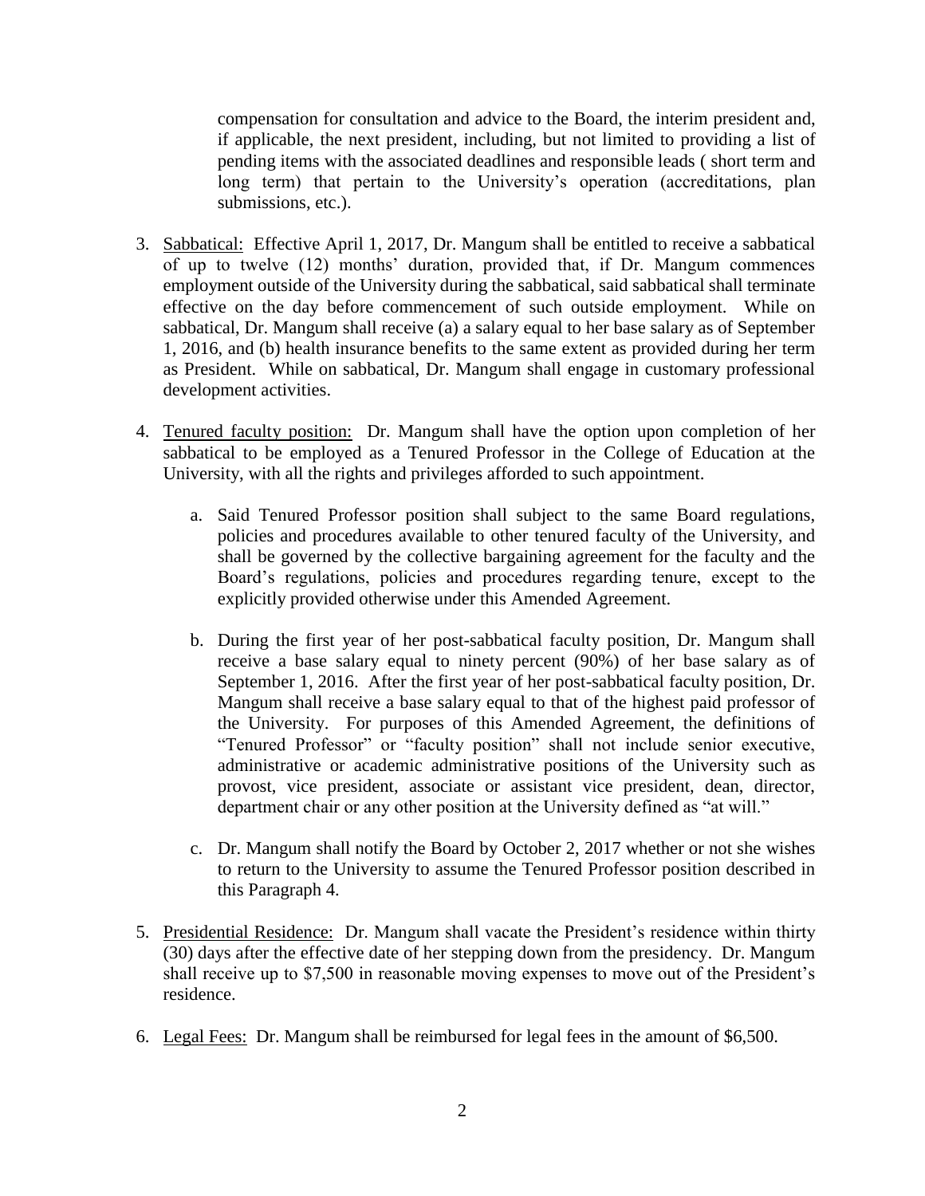compensation for consultation and advice to the Board, the interim president and, if applicable, the next president, including, but not limited to providing a list of pending items with the associated deadlines and responsible leads ( short term and long term) that pertain to the University's operation (accreditations, plan submissions, etc.).

3. <u>Sabbatical:</u> Effective April 1, 2017, Dr. Mangum shall be entitled to receive a sabbatical of up to twelve (12) months' duration, provided that, if Dr. Mangum commences employment outside of the University during the sabbatical, said sabbatical shall terminate effective on the day before commencement of such outside employment. While on sabbatical, Dr. Mangum shall receive (a) a salary equal to her base salary as of September 1, 2016, and (b) health insurance benefits to the same extent as provided during her term as President. While on sabbatical, Dr. Mangum shall engage in customary professional development activities.

4. <u>Tenured faculty position:</u> Dr. Mangum shall have the option upon completion of her sabbatical to be employed as a Tenured Professor in the College of Education at the University, with all the rights and privileges afforded to such appointment.

   a. Said Tenured Professor position shall subject to the same Board regulations, policies and procedures available to other tenured faculty of the University, and shall be governed by the collective bargaining agreement for the faculty and the Board's regulations, policies and procedures regarding tenure, except to the explicitly provided otherwise under this Amended Agreement.

   b. During the first year of her post-sabbatical faculty position, Dr. Mangum shall receive a base salary equal to ninety percent (90%) of her base salary as of September 1, 2016. After the first year of her post-sabbatical faculty position, Dr. Mangum shall receive a base salary equal to that of the highest paid professor of the University. For purposes of this Amended Agreement, the definitions of "Tenured Professor" or "faculty position" shall not include senior executive, administrative or academic administrative positions of the University such as provost, vice president, associate or assistant vice president, dean, director, department chair or any other position at the University defined as "at will."

   c. Dr. Mangum shall notify the Board by October 2, 2017 whether or not she wishes to return to the University to assume the Tenured Professor position described in this Paragraph 4.

5. <u>Presidential Residence:</u> Dr. Mangum shall vacate the President's residence within thirty (30) days after the effective date of her stepping down from the presidency. Dr. Mangum shall receive up to $7,500 in reasonable moving expenses to move out of the President's residence.

6. <u>Legal Fees:</u> Dr. Mangum shall be reimbursed for legal fees in the amount of $6,500.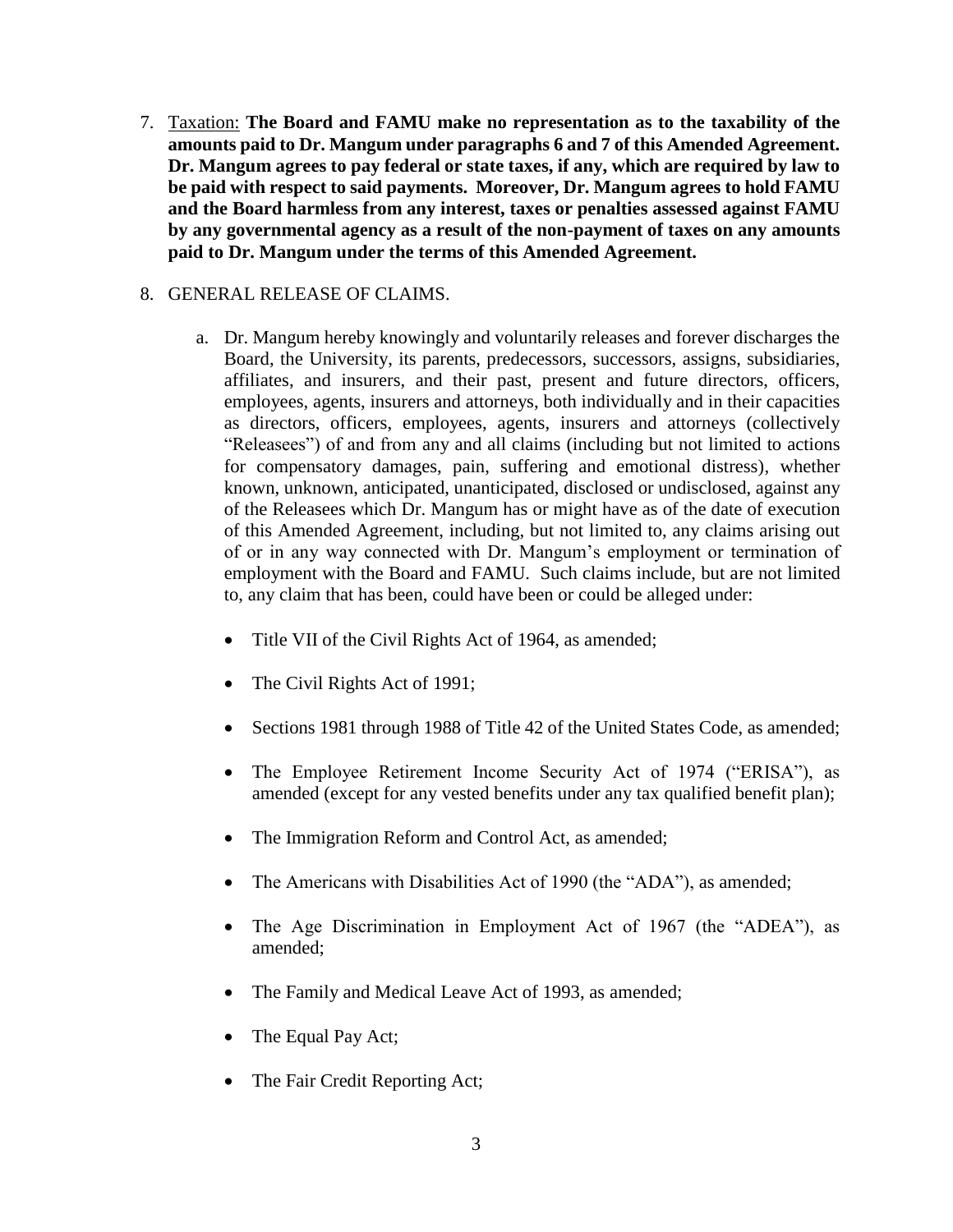7. <u>Taxation:</u> **The Board and FAMU make no representation as to the taxability of the amounts paid to Dr. Mangum under paragraphs 6 and 7 of this Amended Agreement. Dr. Mangum agrees to pay federal or state taxes, if any, which are required by law to be paid with respect to said payments. Moreover, Dr. Mangum agrees to hold FAMU and the Board harmless from any interest, taxes or penalties assessed against FAMU by any governmental agency as a result of the non-payment of taxes on any amounts paid to Dr. Mangum under the terms of this Amended Agreement.**

8. GENERAL RELEASE OF CLAIMS.

   a. Dr. Mangum hereby knowingly and voluntarily releases and forever discharges the Board, the University, its parents, predecessors, successors, assigns, subsidiaries, affiliates, and insurers, and their past, present and future directors, officers, employees, agents, insurers and attorneys, both individually and in their capacities as directors, officers, employees, agents, insurers and attorneys (collectively "Releasees") of and from any and all claims (including but not limited to actions for compensatory damages, pain, suffering and emotional distress), whether known, unknown, anticipated, unanticipated, disclosed or undisclosed, against any of the Releasees which Dr. Mangum has or might have as of the date of execution of this Amended Agreement, including, but not limited to, any claims arising out of or in any way connected with Dr. Mangum's employment or termination of employment with the Board and FAMU. Such claims include, but are not limited to, any claim that has been, could have been or could be alleged under:

      - Title VII of the Civil Rights Act of 1964, as amended;
      - The Civil Rights Act of 1991;
      - Sections 1981 through 1988 of Title 42 of the United States Code, as amended;
      - The Employee Retirement Income Security Act of 1974 ("ERISA"), as amended (except for any vested benefits under any tax qualified benefit plan);
      - The Immigration Reform and Control Act, as amended;
      - The Americans with Disabilities Act of 1990 (the "ADA"), as amended;
      - The Age Discrimination in Employment Act of 1967 (the "ADEA"), as amended;
      - The Family and Medical Leave Act of 1993, as amended;
      - The Equal Pay Act;
      - The Fair Credit Reporting Act;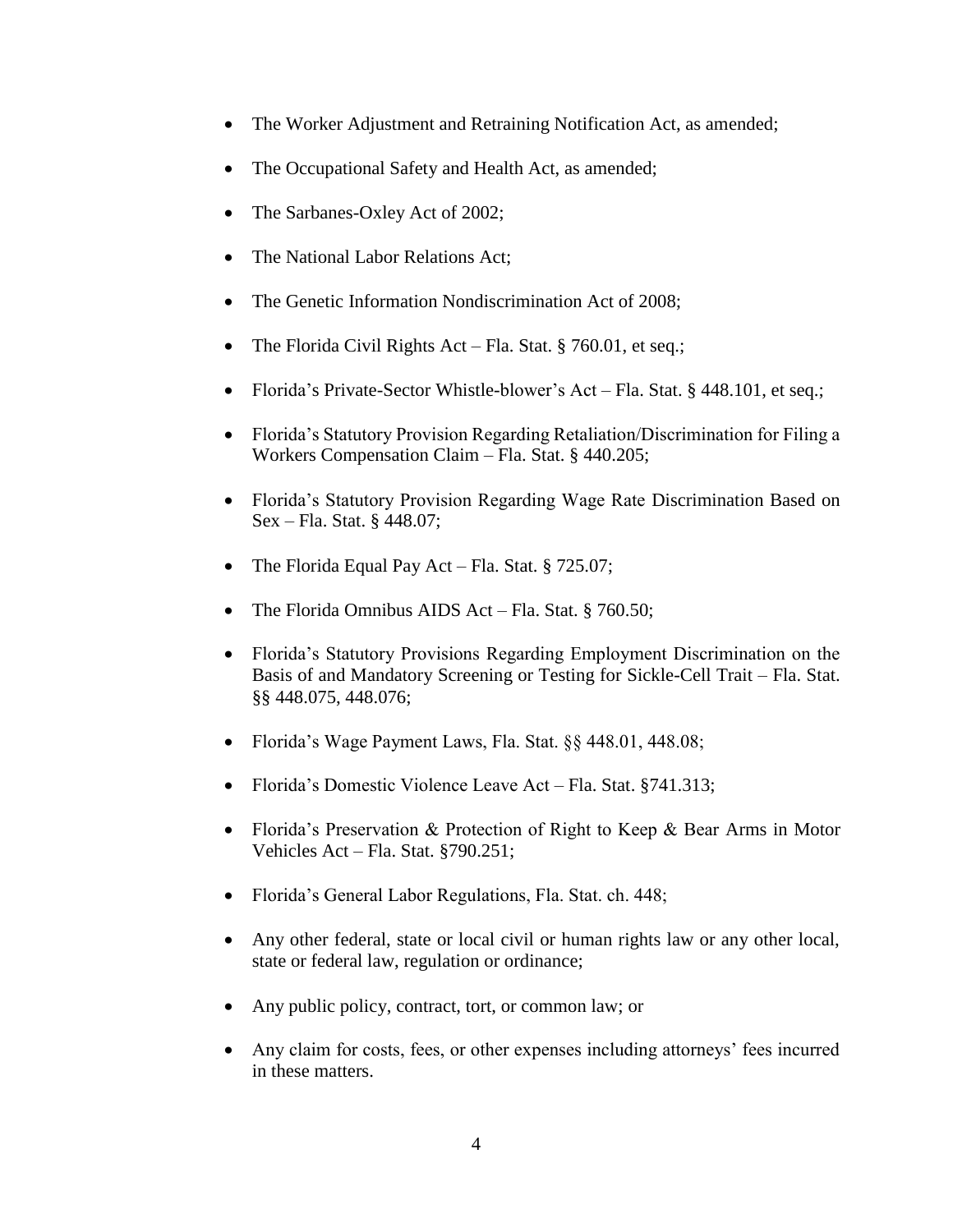- The Worker Adjustment and Retraining Notification Act, as amended;
- The Occupational Safety and Health Act, as amended;
- The Sarbanes-Oxley Act of 2002;
- The National Labor Relations Act;
- The Genetic Information Nondiscrimination Act of 2008;
- The Florida Civil Rights Act – Fla. Stat. § 760.01, et seq.;
- Florida's Private-Sector Whistle-blower's Act – Fla. Stat. § 448.101, et seq.;
- Florida's Statutory Provision Regarding Retaliation/Discrimination for Filing a Workers Compensation Claim – Fla. Stat. § 440.205;
- Florida's Statutory Provision Regarding Wage Rate Discrimination Based on Sex – Fla. Stat. § 448.07;
- The Florida Equal Pay Act – Fla. Stat. § 725.07;
- The Florida Omnibus AIDS Act – Fla. Stat. § 760.50;
- Florida's Statutory Provisions Regarding Employment Discrimination on the Basis of and Mandatory Screening or Testing for Sickle-Cell Trait – Fla. Stat. §§ 448.075, 448.076;
- Florida's Wage Payment Laws, Fla. Stat. §§ 448.01, 448.08;
- Florida's Domestic Violence Leave Act – Fla. Stat. §741.313;
- Florida's Preservation & Protection of Right to Keep & Bear Arms in Motor Vehicles Act – Fla. Stat. §790.251;
- Florida's General Labor Regulations, Fla. Stat. ch. 448;
- Any other federal, state or local civil or human rights law or any other local, state or federal law, regulation or ordinance;
- Any public policy, contract, tort, or common law; or
- Any claim for costs, fees, or other expenses including attorneys' fees incurred in these matters.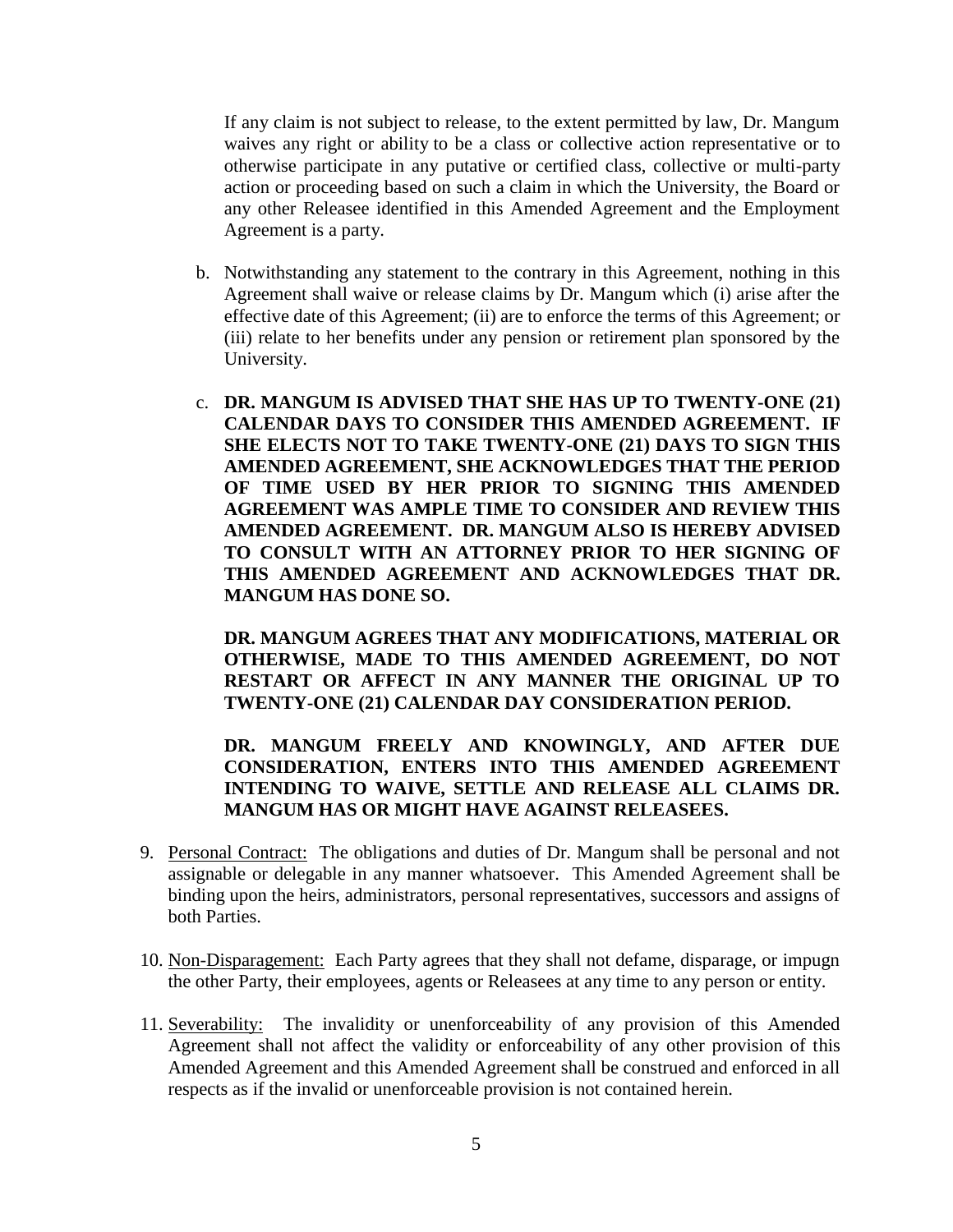If any claim is not subject to release, to the extent permitted by law, Dr. Mangum waives any right or ability to be a class or collective action representative or to otherwise participate in any putative or certified class, collective or multi-party action or proceeding based on such a claim in which the University, the Board or any other Releasee identified in this Amended Agreement and the Employment Agreement is a party.

b. Notwithstanding any statement to the contrary in this Agreement, nothing in this Agreement shall waive or release claims by Dr. Mangum which (i) arise after the effective date of this Agreement; (ii) are to enforce the terms of this Agreement; or (iii) relate to her benefits under any pension or retirement plan sponsored by the University.

c. **DR. MANGUM IS ADVISED THAT SHE HAS UP TO TWENTY-ONE (21) CALENDAR DAYS TO CONSIDER THIS AMENDED AGREEMENT. IF SHE ELECTS NOT TO TAKE TWENTY-ONE (21) DAYS TO SIGN THIS AMENDED AGREEMENT, SHE ACKNOWLEDGES THAT THE PERIOD OF TIME USED BY HER PRIOR TO SIGNING THIS AMENDED AGREEMENT WAS AMPLE TIME TO CONSIDER AND REVIEW THIS AMENDED AGREEMENT. DR. MANGUM ALSO IS HEREBY ADVISED TO CONSULT WITH AN ATTORNEY PRIOR TO HER SIGNING OF THIS AMENDED AGREEMENT AND ACKNOWLEDGES THAT DR. MANGUM HAS DONE SO.**

   **DR. MANGUM AGREES THAT ANY MODIFICATIONS, MATERIAL OR OTHERWISE, MADE TO THIS AMENDED AGREEMENT, DO NOT RESTART OR AFFECT IN ANY MANNER THE ORIGINAL UP TO TWENTY-ONE (21) CALENDAR DAY CONSIDERATION PERIOD.**

   **DR. MANGUM FREELY AND KNOWINGLY, AND AFTER DUE CONSIDERATION, ENTERS INTO THIS AMENDED AGREEMENT INTENDING TO WAIVE, SETTLE AND RELEASE ALL CLAIMS DR. MANGUM HAS OR MIGHT HAVE AGAINST RELEASEES.**

9. Personal Contract: The obligations and duties of Dr. Mangum shall be personal and not assignable or delegable in any manner whatsoever. This Amended Agreement shall be binding upon the heirs, administrators, personal representatives, successors and assigns of both Parties.

10. Non-Disparagement: Each Party agrees that they shall not defame, disparage, or impugn the other Party, their employees, agents or Releasees at any time to any person or entity.

11. Severability: The invalidity or unenforceability of any provision of this Amended Agreement shall not affect the validity or enforceability of any other provision of this Amended Agreement and this Amended Agreement shall be construed and enforced in all respects as if the invalid or unenforceable provision is not contained herein.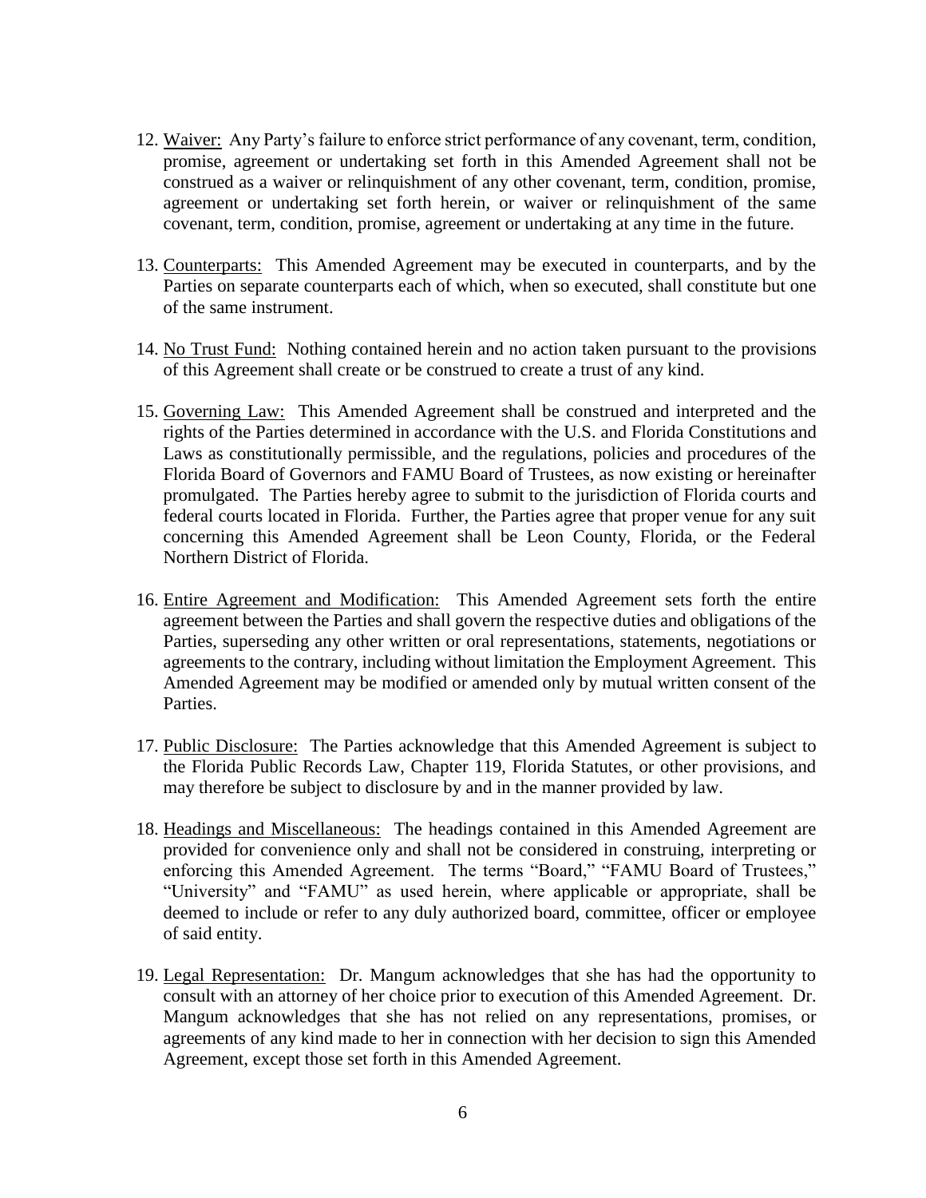12. <u>Waiver:</u> Any Party's failure to enforce strict performance of any covenant, term, condition, promise, agreement or undertaking set forth in this Amended Agreement shall not be construed as a waiver or relinquishment of any other covenant, term, condition, promise, agreement or undertaking set forth herein, or waiver or relinquishment of the same covenant, term, condition, promise, agreement or undertaking at any time in the future.

13. <u>Counterparts:</u> This Amended Agreement may be executed in counterparts, and by the Parties on separate counterparts each of which, when so executed, shall constitute but one of the same instrument.

14. <u>No Trust Fund:</u> Nothing contained herein and no action taken pursuant to the provisions of this Agreement shall create or be construed to create a trust of any kind.

15. <u>Governing Law:</u> This Amended Agreement shall be construed and interpreted and the rights of the Parties determined in accordance with the U.S. and Florida Constitutions and Laws as constitutionally permissible, and the regulations, policies and procedures of the Florida Board of Governors and FAMU Board of Trustees, as now existing or hereinafter promulgated. The Parties hereby agree to submit to the jurisdiction of Florida courts and federal courts located in Florida. Further, the Parties agree that proper venue for any suit concerning this Amended Agreement shall be Leon County, Florida, or the Federal Northern District of Florida.

16. <u>Entire Agreement and Modification:</u> This Amended Agreement sets forth the entire agreement between the Parties and shall govern the respective duties and obligations of the Parties, superseding any other written or oral representations, statements, negotiations or agreements to the contrary, including without limitation the Employment Agreement. This Amended Agreement may be modified or amended only by mutual written consent of the Parties.

17. <u>Public Disclosure:</u> The Parties acknowledge that this Amended Agreement is subject to the Florida Public Records Law, Chapter 119, Florida Statutes, or other provisions, and may therefore be subject to disclosure by and in the manner provided by law.

18. <u>Headings and Miscellaneous:</u> The headings contained in this Amended Agreement are provided for convenience only and shall not be considered in construing, interpreting or enforcing this Amended Agreement. The terms "Board," "FAMU Board of Trustees," "University" and "FAMU" as used herein, where applicable or appropriate, shall be deemed to include or refer to any duly authorized board, committee, officer or employee of said entity.

19. <u>Legal Representation:</u> Dr. Mangum acknowledges that she has had the opportunity to consult with an attorney of her choice prior to execution of this Amended Agreement. Dr. Mangum acknowledges that she has not relied on any representations, promises, or agreements of any kind made to her in connection with her decision to sign this Amended Agreement, except those set forth in this Amended Agreement.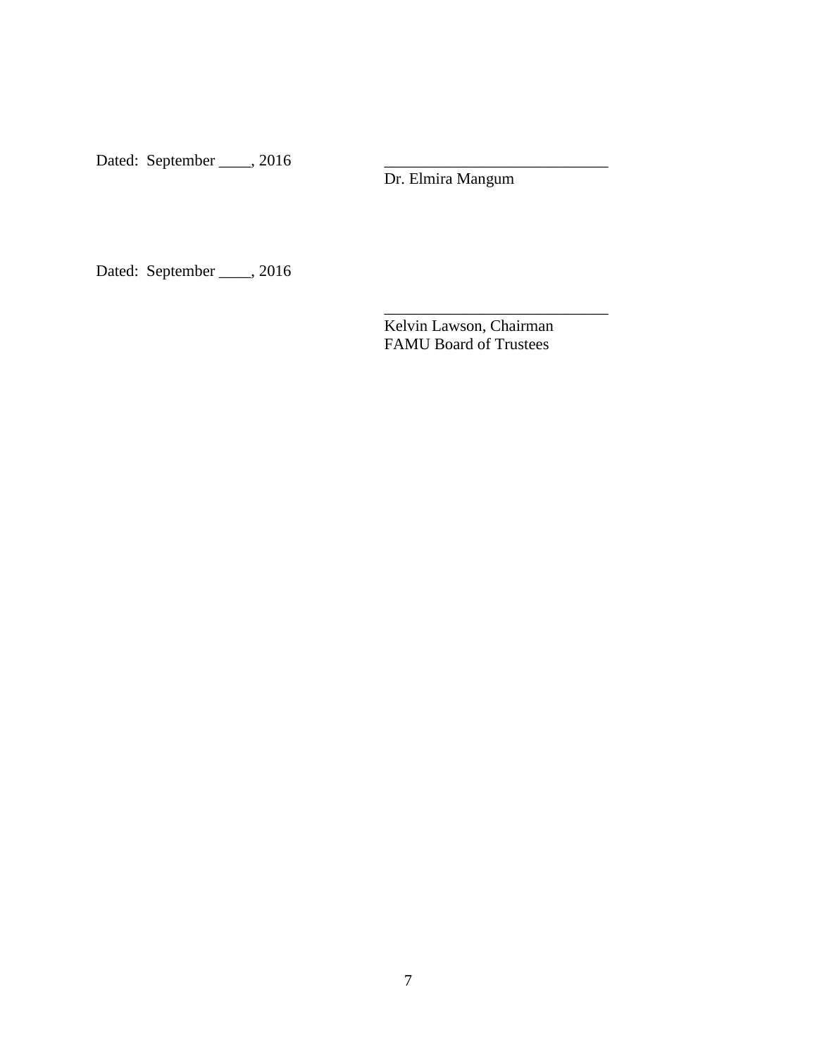Dated: September ____, 2016

____________________________
Dr. Elmira Mangum

Dated: September ____, 2016

____________________________
Kelvin Lawson, Chairman
FAMU Board of Trustees